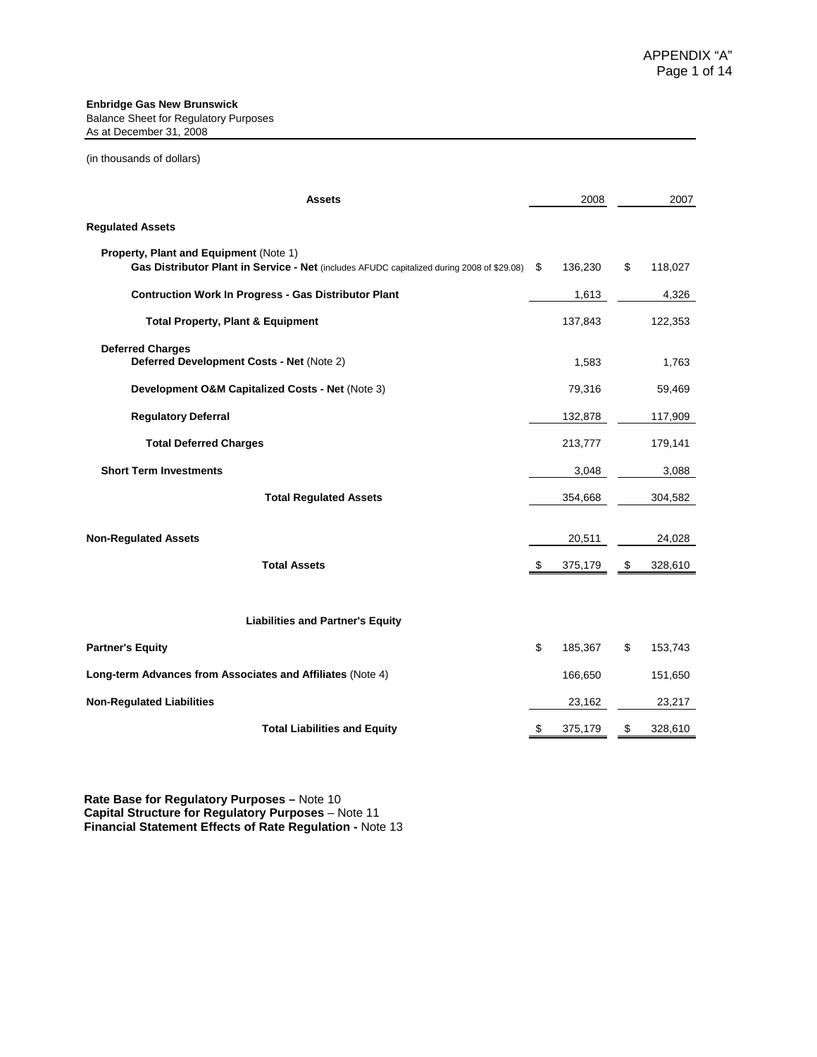APPENDIX "A"

**Enbridge Gas New Brunswick**
Balance Sheet for Regulatory Purposes
As at December 31, 2008

(in thousands of dollars)

| **Assets** | 2008 | 2007 |
|---|---|---|
| **Regulated Assets** | | |
| **Property, Plant and Equipment** (Note 1) | | |
| **Gas Distributor Plant in Service - Net** (includes AFUDC capitalized during 2008 of $29.08) | $ 136,230 | $ 118,027 |
| **Contruction Work In Progress - Gas Distributor Plant** | 1,613 | 4,326 |
| **Total Property, Plant & Equipment** | 137,843 | 122,353 |
| **Deferred Charges** | | |
| **Deferred Development Costs - Net** (Note 2) | 1,583 | 1,763 |
| **Development O&M Capitalized Costs - Net** (Note 3) | 79,316 | 59,469 |
| **Regulatory Deferral** | 132,878 | 117,909 |
| **Total Deferred Charges** | 213,777 | 179,141 |
| **Short Term Investments** | 3,048 | 3,088 |
| **Total Regulated Assets** | 354,668 | 304,582 |
| **Non-Regulated Assets** | 20,511 | 24,028 |
| **Total Assets** | $ 375,179 | $ 328,610 |
| | | |
| **Liabilities and Partner's Equity** | | |
| **Partner's Equity** | $ 185,367 | $ 153,743 |
| **Long-term Advances from Associates and Affiliates** (Note 4) | 166,650 | 151,650 |
| **Non-Regulated Liabilities** | 23,162 | 23,217 |
| **Total Liabilities and Equity** | $ 375,179 | $ 328,610 |

**Rate Base for Regulatory Purposes –** Note 10
**Capital Structure for Regulatory Purposes** – Note 11
**Financial Statement Effects of Rate Regulation -** Note 13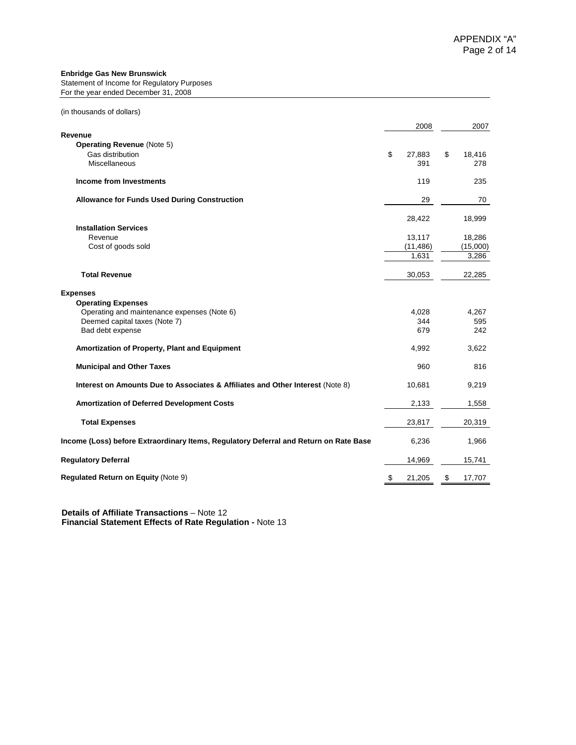**Enbridge Gas New Brunswick**
Statement of Income for Regulatory Purposes
For the year ended December 31, 2008

(in thousands of dollars)

| | 2008 | 2007 |
|---|---|---|
| **Revenue** | | |
| **Operating Revenue** (Note 5) | | |
| Gas distribution | $ 27,883 | $ 18,416 |
| Miscellaneous | 391 | 278 |
| **Income from Investments** | 119 | 235 |
| **Allowance for Funds Used During Construction** | 29 | 70 |
| | 28,422 | 18,999 |
| **Installation Services** | | |
| Revenue | 13,117 | 18,286 |
| Cost of goods sold | (11,486) | (15,000) |
| | 1,631 | 3,286 |
| **Total Revenue** | 30,053 | 22,285 |
| **Expenses** | | |
| **Operating Expenses** | | |
| Operating and maintenance expenses (Note 6) | 4,028 | 4,267 |
| Deemed capital taxes (Note 7) | 344 | 595 |
| Bad debt expense | 679 | 242 |
| **Amortization of Property, Plant and Equipment** | 4,992 | 3,622 |
| **Municipal and Other Taxes** | 960 | 816 |
| **Interest on Amounts Due to Associates & Affiliates and Other Interest** (Note 8) | 10,681 | 9,219 |
| **Amortization of Deferred Development Costs** | 2,133 | 1,558 |
| **Total Expenses** | 23,817 | 20,319 |
| **Income (Loss) before Extraordinary Items, Regulatory Deferral and Return on Rate Base** | 6,236 | 1,966 |
| **Regulatory Deferral** | 14,969 | 15,741 |
| **Regulated Return on Equity** (Note 9) | $ 21,205 | $ 17,707 |

**Details of Affiliate Transactions** – Note 12
**Financial Statement Effects of Rate Regulation -** Note 13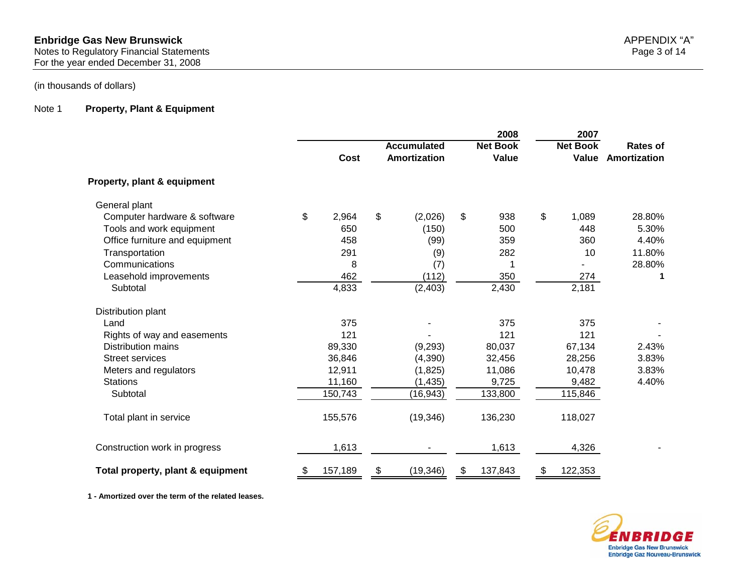(in thousands of dollars)

## Note 1 Property, Plant & Equipment

| | Cost | Accumulated Amortization | 2008 Net Book Value | 2007 Net Book Value | Rates of Amortization |
|---|---|---|---|---|---|
| **Property, plant & equipment** | | | | | |
| General plant | | | | | |
| Computer hardware & software | $ 2,964 | $ (2,026) | $ 938 | $ 1,089 | 28.80% |
| Tools and work equipment | 650 | (150) | 500 | 448 | 5.30% |
| Office furniture and equipment | 458 | (99) | 359 | 360 | 4.40% |
| Transportation | 291 | (9) | 282 | 10 | 11.80% |
| Communications | 8 | (7) | 1 | - | 28.80% |
| Leasehold improvements | 462 | (112) | 350 | 274 | 1 |
| Subtotal | 4,833 | (2,403) | 2,430 | 2,181 | |
| Distribution plant | | | | | |
| Land | 375 | - | 375 | 375 | - |
| Rights of way and easements | 121 | - | 121 | 121 | - |
| Distribution mains | 89,330 | (9,293) | 80,037 | 67,134 | 2.43% |
| Street services | 36,846 | (4,390) | 32,456 | 28,256 | 3.83% |
| Meters and regulators | 12,911 | (1,825) | 11,086 | 10,478 | 3.83% |
| Stations | 11,160 | (1,435) | 9,725 | 9,482 | 4.40% |
| Subtotal | 150,743 | (16,943) | 133,800 | 115,846 | |
| Total plant in service | 155,576 | (19,346) | 136,230 | 118,027 | |
| Construction work in progress | 1,613 | - | 1,613 | 4,326 | - |
| **Total property, plant & equipment** | $ 157,189 | $ (19,346) | $ 137,843 | $ 122,353 | |

**1 - Amortized over the term of the related leases.**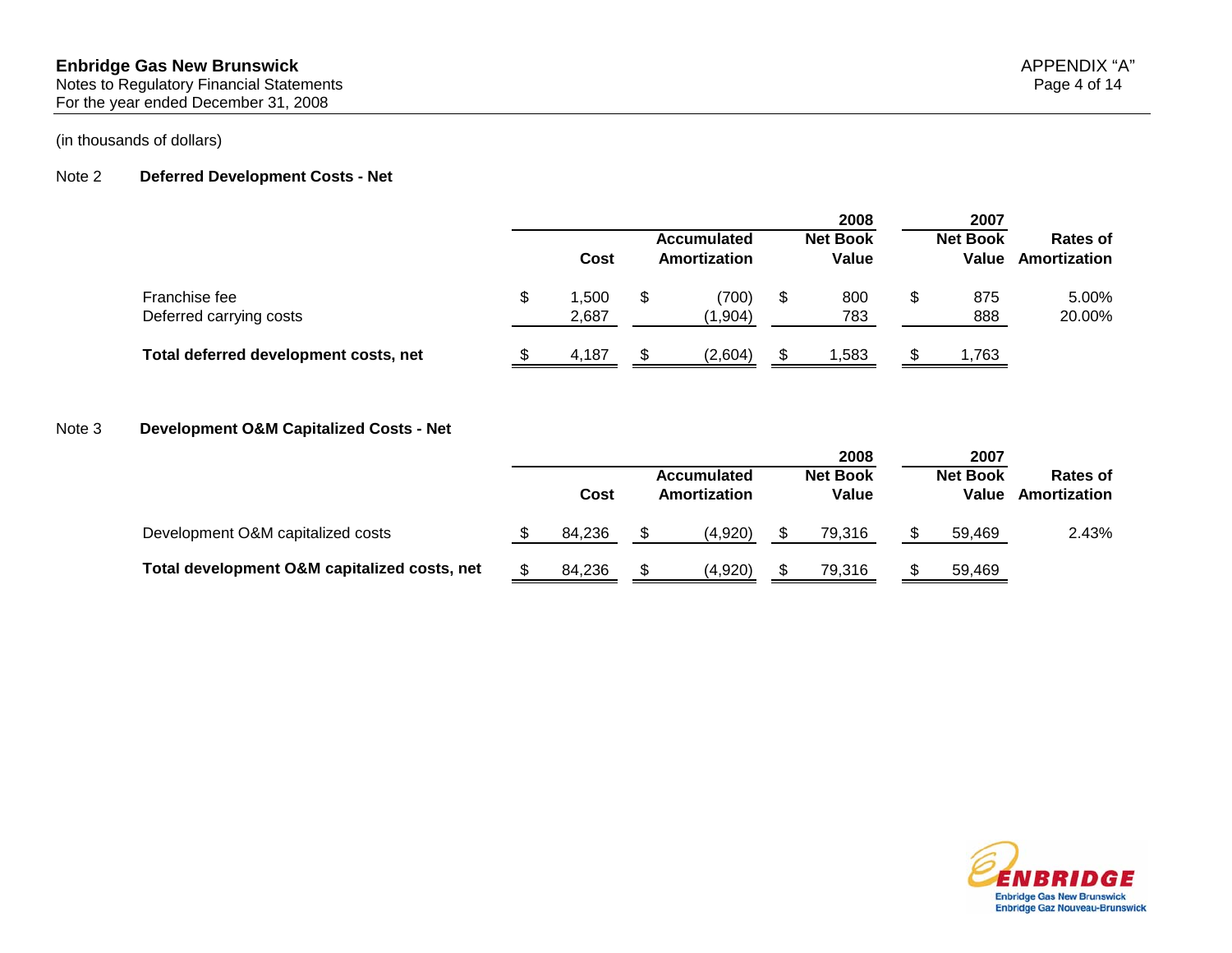**Enbridge Gas New Brunswick**
Notes to Regulatory Financial Statements
For the year ended December 31, 2008

APPENDIX "A"

(in thousands of dollars)

## Note 2 Deferred Development Costs - Net

| | Cost | Accumulated Amortization | 2008 Net Book Value | 2007 Net Book Value | Rates of Amortization |
|---|---|---|---|---|---|
| Franchise fee | $ 1,500 | $ (700) | $ 800 | $ 875 | 5.00% |
| Deferred carrying costs | 2,687 | (1,904) | 783 | 888 | 20.00% |
| **Total deferred development costs, net** | $ 4,187 | $ (2,604) | $ 1,583 | $ 1,763 | |

## Note 3 Development O&M Capitalized Costs - Net

| | Cost | Accumulated Amortization | 2008 Net Book Value | 2007 Net Book Value | Rates of Amortization |
|---|---|---|---|---|---|
| Development O&M capitalized costs | $ 84,236 | $ (4,920) | $ 79,316 | $ 59,469 | 2.43% |
| **Total development O&M capitalized costs, net** | $ 84,236 | $ (4,920) | $ 79,316 | $ 59,469 | |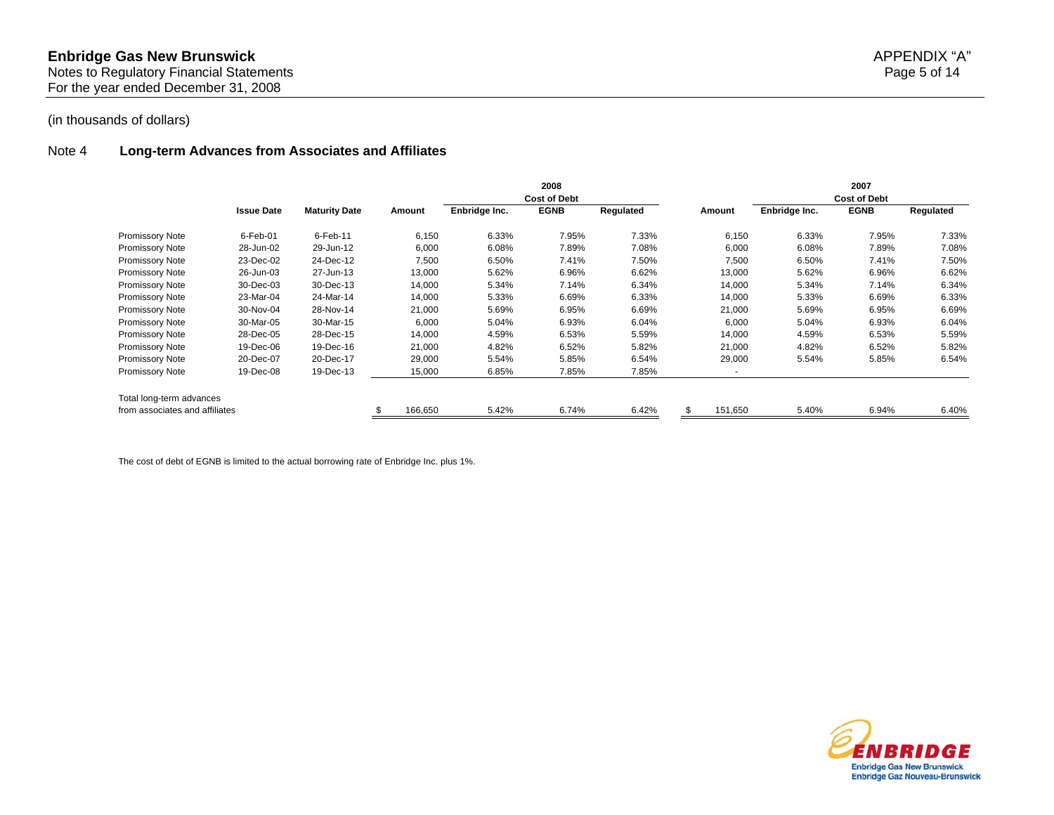# Enbridge Gas New Brunswick

Notes to Regulatory Financial Statements
For the year ended December 31, 2008

(in thousands of dollars)

## Note 4 Long-term Advances from Associates and Affiliates

| | | | 2008 | | | | 2007 | | | |
|---|---|---|---|---|---|---|---|---|---|---|
| | | | | Cost of Debt | | | | Cost of Debt | | |
| | Issue Date | Maturity Date | Amount | Enbridge Inc. | EGNB | Regulated | Amount | Enbridge Inc. | EGNB | Regulated |
| Promissory Note | 6-Feb-01 | 6-Feb-11 | 6,150 | 6.33% | 7.95% | 7.33% | 6,150 | 6.33% | 7.95% | 7.33% |
| Promissory Note | 28-Jun-02 | 29-Jun-12 | 6,000 | 6.08% | 7.89% | 7.08% | 6,000 | 6.08% | 7.89% | 7.08% |
| Promissory Note | 23-Dec-02 | 24-Dec-12 | 7,500 | 6.50% | 7.41% | 7.50% | 7,500 | 6.50% | 7.41% | 7.50% |
| Promissory Note | 26-Jun-03 | 27-Jun-13 | 13,000 | 5.62% | 6.96% | 6.62% | 13,000 | 5.62% | 6.96% | 6.62% |
| Promissory Note | 30-Dec-03 | 30-Dec-13 | 14,000 | 5.34% | 7.14% | 6.34% | 14,000 | 5.34% | 7.14% | 6.34% |
| Promissory Note | 23-Mar-04 | 24-Mar-14 | 14,000 | 5.33% | 6.69% | 6.33% | 14,000 | 5.33% | 6.69% | 6.33% |
| Promissory Note | 30-Nov-04 | 28-Nov-14 | 21,000 | 5.69% | 6.95% | 6.69% | 21,000 | 5.69% | 6.95% | 6.69% |
| Promissory Note | 30-Mar-05 | 30-Mar-15 | 6,000 | 5.04% | 6.93% | 6.04% | 6,000 | 5.04% | 6.93% | 6.04% |
| Promissory Note | 28-Dec-05 | 28-Dec-15 | 14,000 | 4.59% | 6.53% | 5.59% | 14,000 | 4.59% | 6.53% | 5.59% |
| Promissory Note | 19-Dec-06 | 19-Dec-16 | 21,000 | 4.82% | 6.52% | 5.82% | 21,000 | 4.82% | 6.52% | 5.82% |
| Promissory Note | 20-Dec-07 | 20-Dec-17 | 29,000 | 5.54% | 5.85% | 6.54% | 29,000 | 5.54% | 5.85% | 6.54% |
| Promissory Note | 19-Dec-08 | 19-Dec-13 | 15,000 | 6.85% | 7.85% | 7.85% | - | | | |
| Total long-term advances from associates and affiliates | | | $ 166,650 | 5.42% | 6.74% | 6.42% | $ 151,650 | 5.40% | 6.94% | 6.40% |

The cost of debt of EGNB is limited to the actual borrowing rate of Enbridge Inc. plus 1%.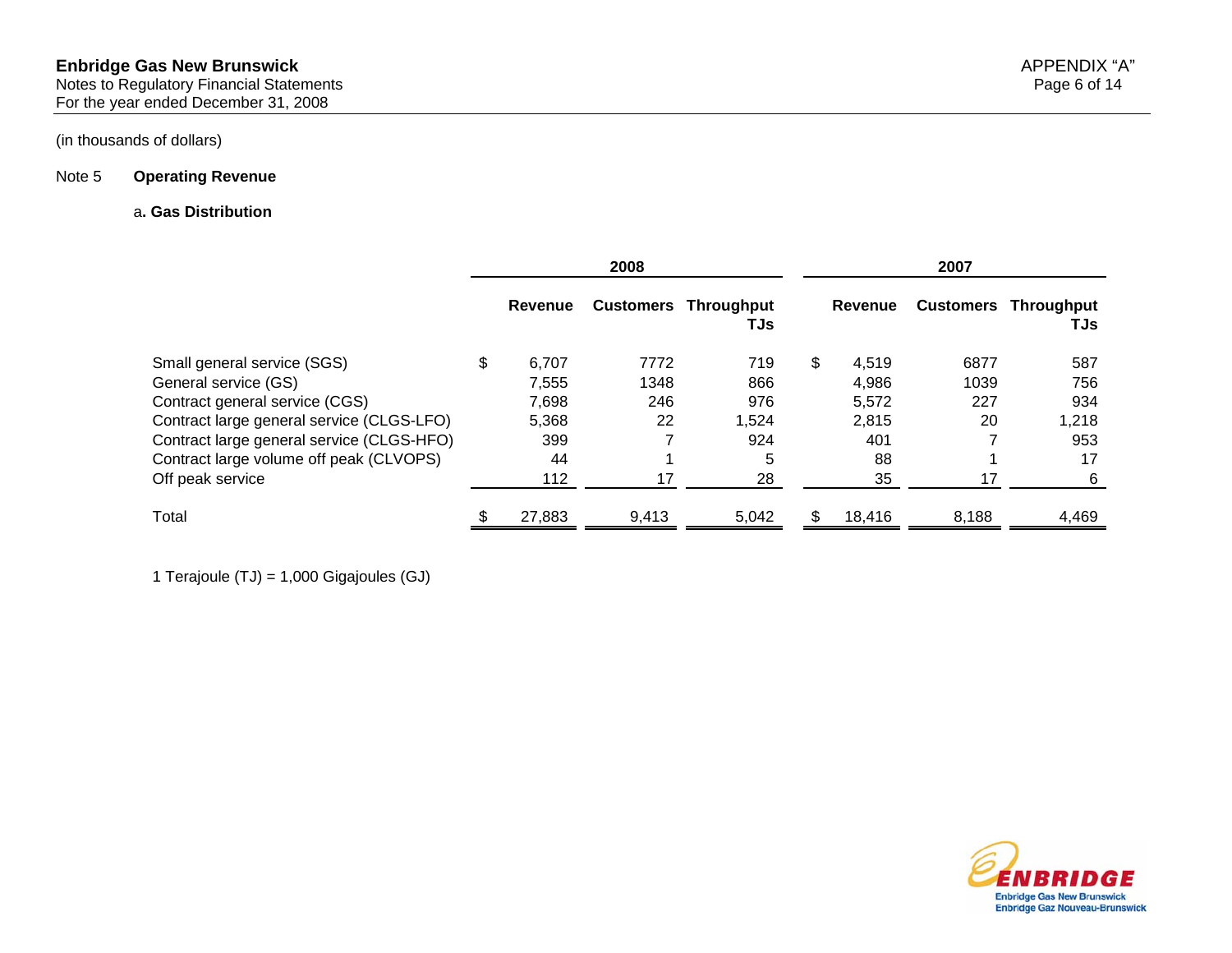(in thousands of dollars)

## Note 5 Operating Revenue

### a. Gas Distribution

| | 2008 | | | 2007 | | |
|---|---|---|---|---|---|---|
| | Revenue | Customers | Throughput TJs | Revenue | Customers | Throughput TJs |
| Small general service (SGS) | $ 6,707 | 7772 | 719 | $ 4,519 | 6877 | 587 |
| General service (GS) | 7,555 | 1348 | 866 | 4,986 | 1039 | 756 |
| Contract general service (CGS) | 7,698 | 246 | 976 | 5,572 | 227 | 934 |
| Contract large general service (CLGS-LFO) | 5,368 | 22 | 1,524 | 2,815 | 20 | 1,218 |
| Contract large general service (CLGS-HFO) | 399 | 7 | 924 | 401 | 7 | 953 |
| Contract large volume off peak (CLVOPS) | 44 | 1 | 5 | 88 | 1 | 17 |
| Off peak service | 112 | 17 | 28 | 35 | 17 | 6 |
| Total | $ 27,883 | 9,413 | 5,042 | $ 18,416 | 8,188 | 4,469 |

1 Terajoule (TJ) = 1,000 Gigajoules (GJ)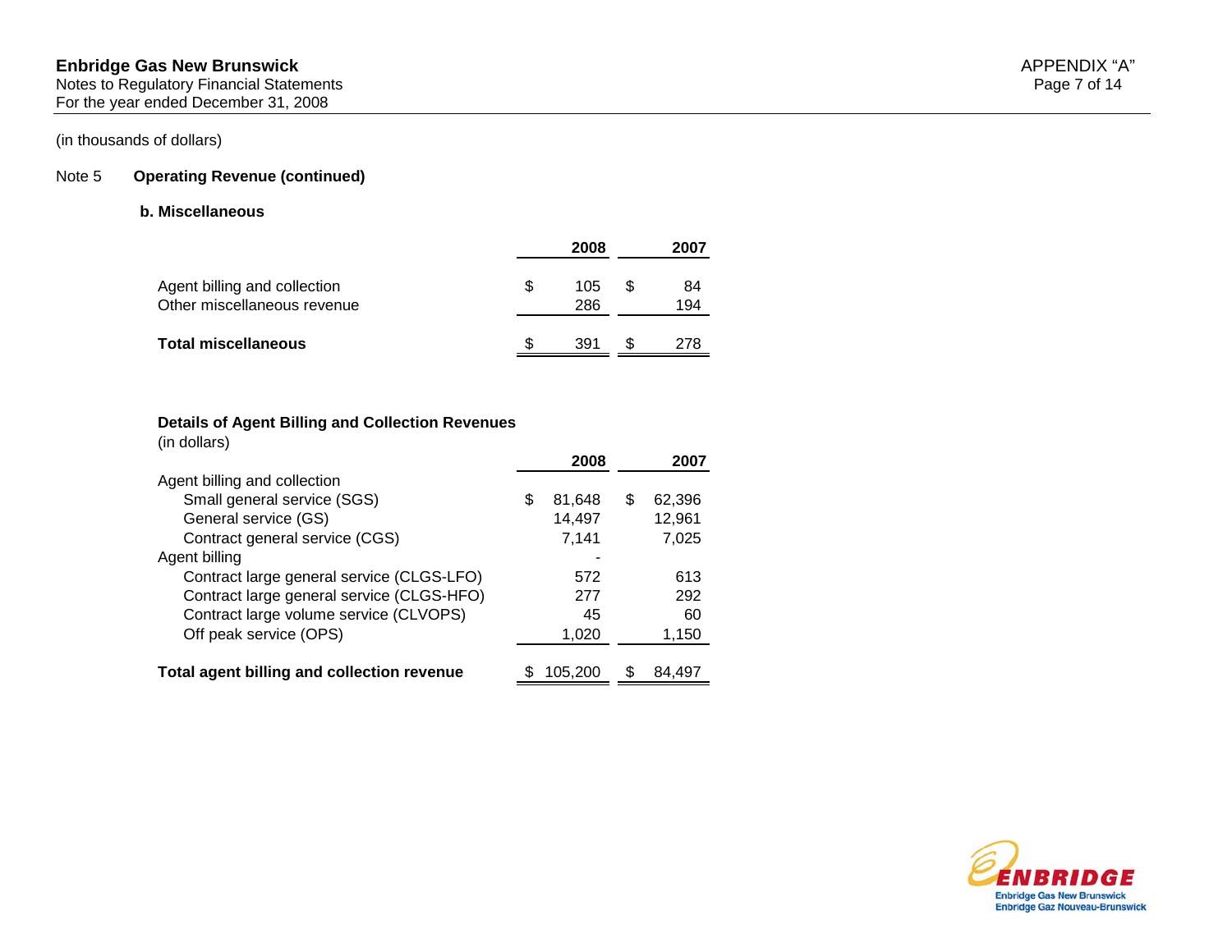(in thousands of dollars)

## Note 5 Operating Revenue (continued)

### b. Miscellaneous

| | 2008 | 2007 |
|---|---|---|
| Agent billing and collection | $ 105 | $ 84 |
| Other miscellaneous revenue | 286 | 194 |
| **Total miscellaneous** | $ 391 | $ 278 |

**Details of Agent Billing and Collection Revenues**
(in dollars)

| | 2008 | 2007 |
|---|---|---|
| Agent billing and collection | | |
| Small general service (SGS) | $ 81,648 | $ 62,396 |
| General service (GS) | 14,497 | 12,961 |
| Contract general service (CGS) | 7,141 | 7,025 |
| Agent billing | - | |
| Contract large general service (CLGS-LFO) | 572 | 613 |
| Contract large general service (CLGS-HFO) | 277 | 292 |
| Contract large volume service (CLVOPS) | 45 | 60 |
| Off peak service (OPS) | 1,020 | 1,150 |
| **Total agent billing and collection revenue** | $ 105,200 | $ 84,497 |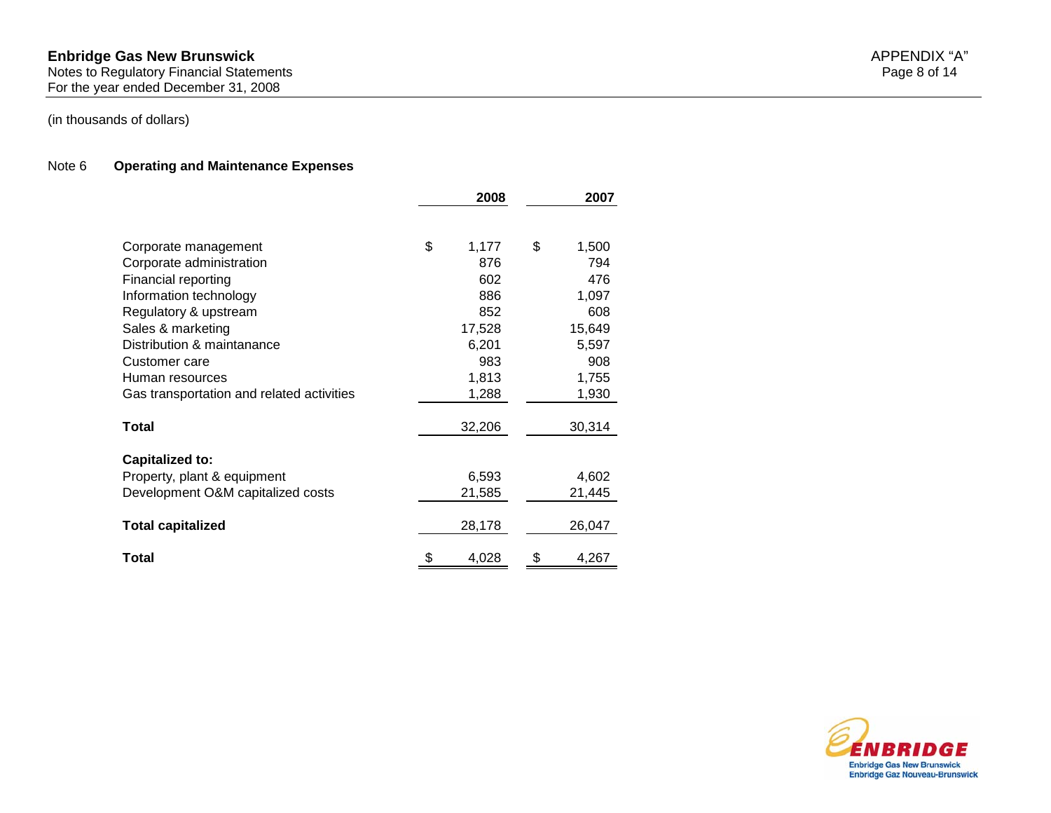**Enbridge Gas New Brunswick**
Notes to Regulatory Financial Statements
For the year ended December 31, 2008

APPENDIX "A"

(in thousands of dollars)

## Note 6 Operating and Maintenance Expenses

| | 2008 | 2007 |
|---|---|---|
| Corporate management | $ 1,177 | $ 1,500 |
| Corporate administration | 876 | 794 |
| Financial reporting | 602 | 476 |
| Information technology | 886 | 1,097 |
| Regulatory & upstream | 852 | 608 |
| Sales & marketing | 17,528 | 15,649 |
| Distribution & maintanance | 6,201 | 5,597 |
| Customer care | 983 | 908 |
| Human resources | 1,813 | 1,755 |
| Gas transportation and related activities | 1,288 | 1,930 |
| **Total** | 32,206 | 30,314 |
| **Capitalized to:** | | |
| Property, plant & equipment | 6,593 | 4,602 |
| Development O&M capitalized costs | 21,585 | 21,445 |
| **Total capitalized** | 28,178 | 26,047 |
| **Total** | $ 4,028 | $ 4,267 |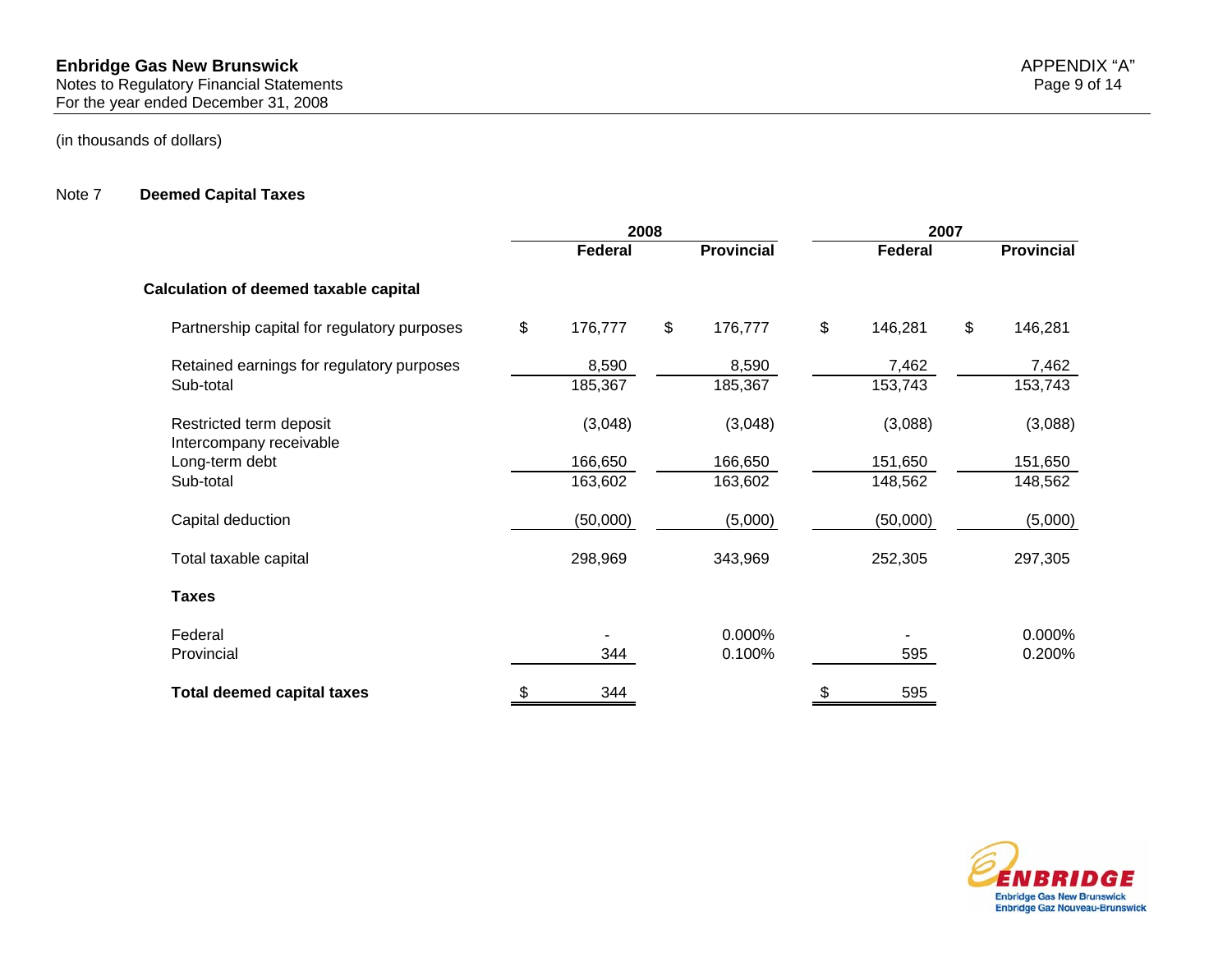(in thousands of dollars)

## Note 7 Deemed Capital Taxes

| | 2008 | | 2007 | |
|---|---|---|---|---|
| | Federal | Provincial | Federal | Provincial |
| **Calculation of deemed taxable capital** | | | | |
| Partnership capital for regulatory purposes | $ 176,777 | $ 176,777 | $ 146,281 | $ 146,281 |
| Retained earnings for regulatory purposes | 8,590 | 8,590 | 7,462 | 7,462 |
| Sub-total | 185,367 | 185,367 | 153,743 | 153,743 |
| Restricted term deposit | (3,048) | (3,048) | (3,088) | (3,088) |
| Intercompany receivable | | | | |
| Long-term debt | 166,650 | 166,650 | 151,650 | 151,650 |
| Sub-total | 163,602 | 163,602 | 148,562 | 148,562 |
| Capital deduction | (50,000) | (5,000) | (50,000) | (5,000) |
| Total taxable capital | 298,969 | 343,969 | 252,305 | 297,305 |
| **Taxes** | | | | |
| Federal | - | 0.000% | - | 0.000% |
| Provincial | 344 | 0.100% | 595 | 0.200% |
| **Total deemed capital taxes** | $ 344 | | $ 595 | |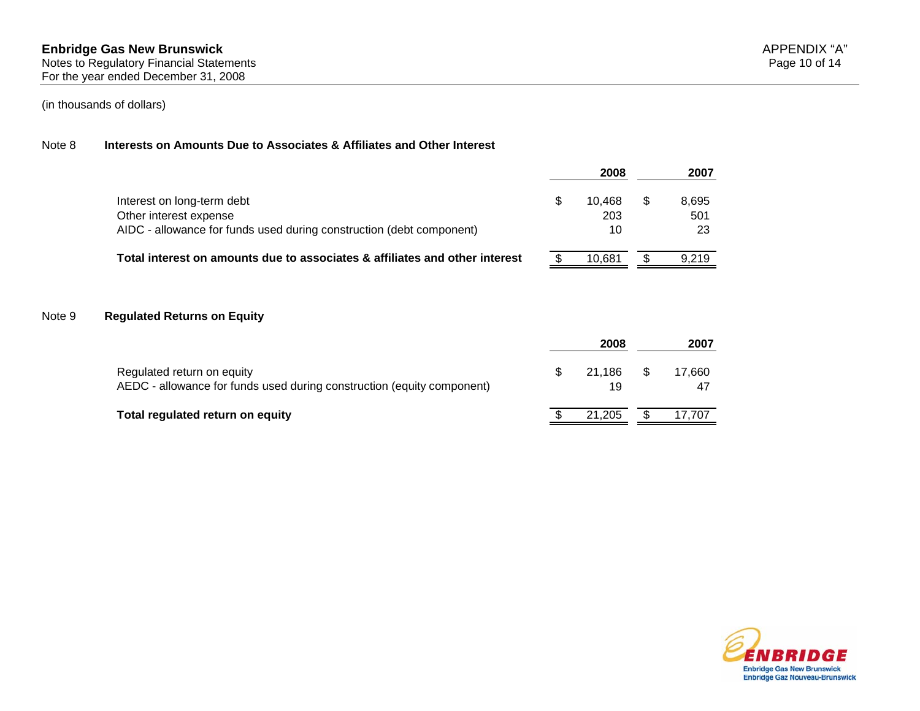(in thousands of dollars)

## Note 8 Interests on Amounts Due to Associates & Affiliates and Other Interest

| | 2008 | 2007 |
|---|---|---|
| Interest on long-term debt | $ 10,468 | $ 8,695 |
| Other interest expense | 203 | 501 |
| AIDC - allowance for funds used during construction (debt component) | 10 | 23 |
| **Total interest on amounts due to associates & affiliates and other interest** | $ 10,681 | $ 9,219 |

## Note 9 Regulated Returns on Equity

| | 2008 | 2007 |
|---|---|---|
| Regulated return on equity | $ 21,186 | $ 17,660 |
| AEDC - allowance for funds used during construction (equity component) | 19 | 47 |
| **Total regulated return on equity** | $ 21,205 | $ 17,707 |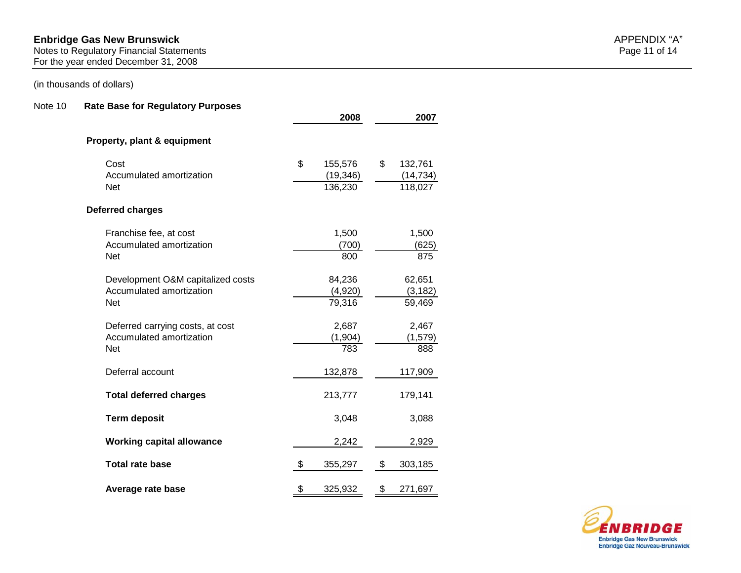**Enbridge Gas New Brunswick**
Notes to Regulatory Financial Statements
For the year ended December 31, 2008

(in thousands of dollars)

Note 10 **Rate Base for Regulatory Purposes**

| | 2008 | 2007 |
|---|---|---|
| **Property, plant & equipment** | | |
| Cost | $ 155,576 | $ 132,761 |
| Accumulated amortization | (19,346) | (14,734) |
| Net | 136,230 | 118,027 |
| **Deferred charges** | | |
| Franchise fee, at cost | 1,500 | 1,500 |
| Accumulated amortization | (700) | (625) |
| Net | 800 | 875 |
| Development O&M capitalized costs | 84,236 | 62,651 |
| Accumulated amortization | (4,920) | (3,182) |
| Net | 79,316 | 59,469 |
| Deferred carrying costs, at cost | 2,687 | 2,467 |
| Accumulated amortization | (1,904) | (1,579) |
| Net | 783 | 888 |
| Deferral account | 132,878 | 117,909 |
| **Total deferred charges** | 213,777 | 179,141 |
| **Term deposit** | 3,048 | 3,088 |
| **Working capital allowance** | 2,242 | 2,929 |
| **Total rate base** | $ 355,297 | $ 303,185 |
| **Average rate base** | $ 325,932 | $ 271,697 |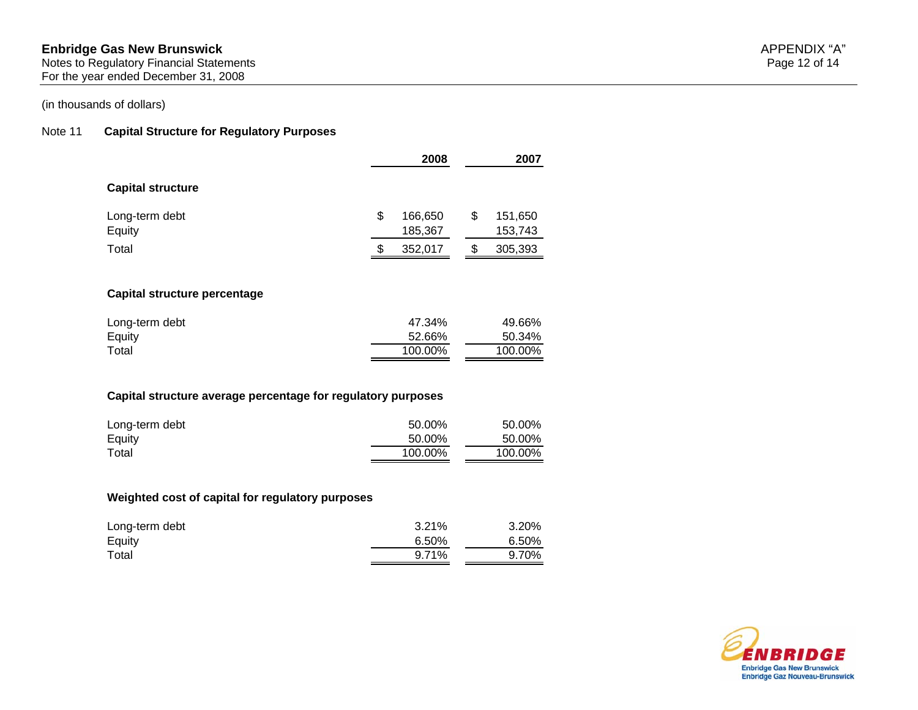(in thousands of dollars)

## Note 11 Capital Structure for Regulatory Purposes

| | 2008 | 2007 |
|---|---|---|
| **Capital structure** | | |
| Long-term debt | $ 166,650 | $ 151,650 |
| Equity | 185,367 | 153,743 |
| Total | $ 352,017 | $ 305,393 |
| **Capital structure percentage** | | |
| Long-term debt | 47.34% | 49.66% |
| Equity | 52.66% | 50.34% |
| Total | 100.00% | 100.00% |
| **Capital structure average percentage for regulatory purposes** | | |
| Long-term debt | 50.00% | 50.00% |
| Equity | 50.00% | 50.00% |
| Total | 100.00% | 100.00% |
| **Weighted cost of capital for regulatory purposes** | | |
| Long-term debt | 3.21% | 3.20% |
| Equity | 6.50% | 6.50% |
| Total | 9.71% | 9.70% |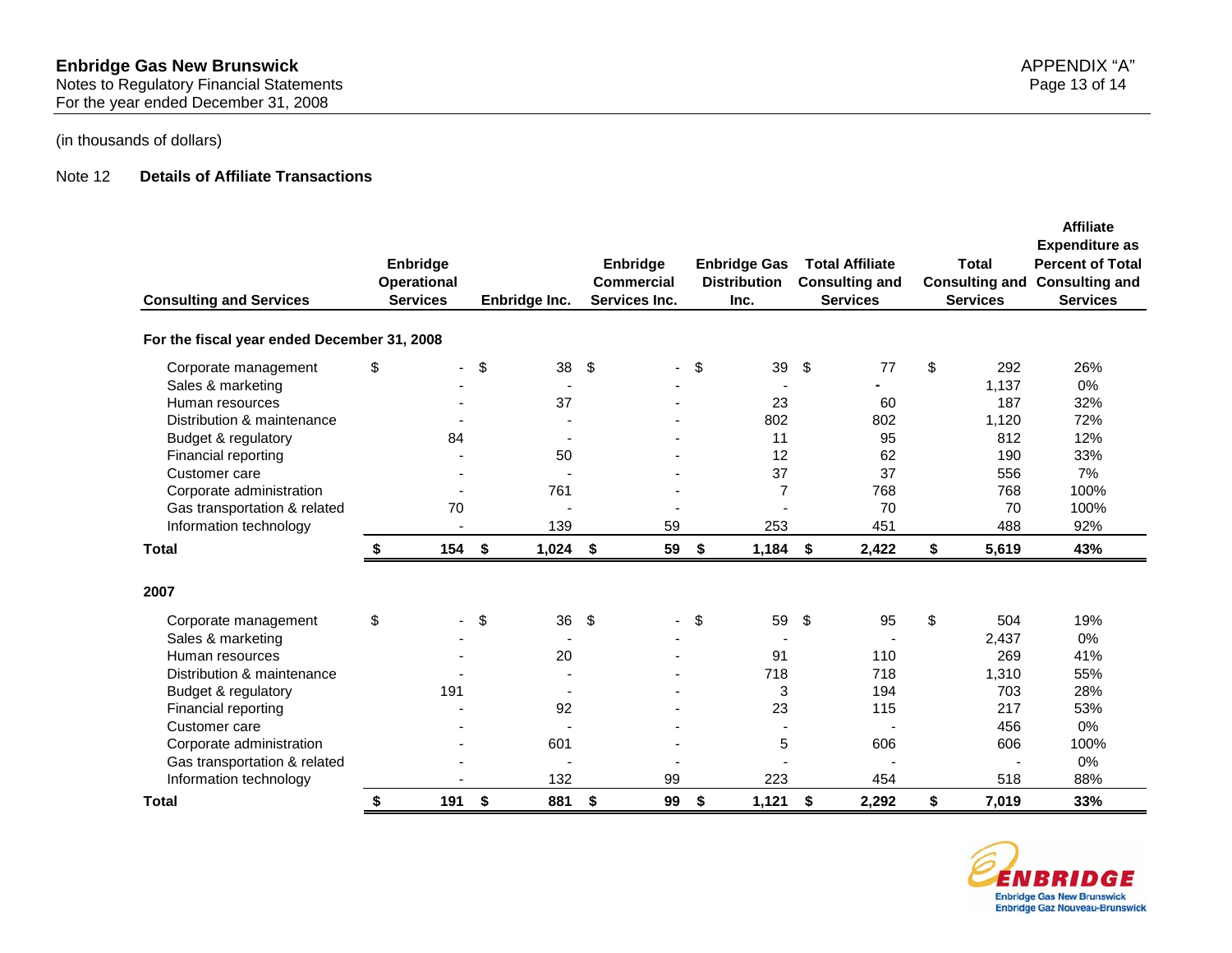**Enbridge Gas New Brunswick**
Notes to Regulatory Financial Statements
For the year ended December 31, 2008

APPENDIX "A"

(in thousands of dollars)

Note 12 **Details of Affiliate Transactions**

| Consulting and Services | Enbridge Operational Services | Enbridge Inc. | Enbridge Commercial Services Inc. | Enbridge Gas Distribution Inc. | Total Affiliate Consulting and Services | Total Consulting and Services | Affiliate Expenditure as Percent of Total Consulting and Services |
|---|---|---|---|---|---|---|---|
| **For the fiscal year ended December 31, 2008** | | | | | | | |
| Corporate management | $ - | $ 38 | $ - | $ 39 | $ 77 | $ 292 | 26% |
| Sales & marketing | - | - | - | - | - | 1,137 | 0% |
| Human resources | - | 37 | - | 23 | 60 | 187 | 32% |
| Distribution & maintenance | - | - | - | 802 | 802 | 1,120 | 72% |
| Budget & regulatory | 84 | - | - | 11 | 95 | 812 | 12% |
| Financial reporting | - | 50 | - | 12 | 62 | 190 | 33% |
| Customer care | - | - | - | 37 | 37 | 556 | 7% |
| Corporate administration | - | 761 | - | 7 | 768 | 768 | 100% |
| Gas transportation & related | 70 | - | - | - | 70 | 70 | 100% |
| Information technology | - | 139 | 59 | 253 | 451 | 488 | 92% |
| **Total** | **$ 154** | **$ 1,024** | **$ 59** | **$ 1,184** | **$ 2,422** | **$ 5,619** | **43%** |
| **2007** | | | | | | | |
| Corporate management | $ - | $ 36 | $ - | $ 59 | $ 95 | $ 504 | 19% |
| Sales & marketing | - | - | - | - | - | 2,437 | 0% |
| Human resources | - | 20 | - | 91 | 110 | 269 | 41% |
| Distribution & maintenance | - | - | - | 718 | 718 | 1,310 | 55% |
| Budget & regulatory | 191 | - | - | 3 | 194 | 703 | 28% |
| Financial reporting | - | 92 | - | 23 | 115 | 217 | 53% |
| Customer care | - | - | - | - | - | 456 | 0% |
| Corporate administration | - | 601 | - | 5 | 606 | 606 | 100% |
| Gas transportation & related | - | - | - | - | - | - | 0% |
| Information technology | - | 132 | 99 | 223 | 454 | 518 | 88% |
| **Total** | **$ 191** | **$ 881** | **$ 99** | **$ 1,121** | **$ 2,292** | **$ 7,019** | **33%** |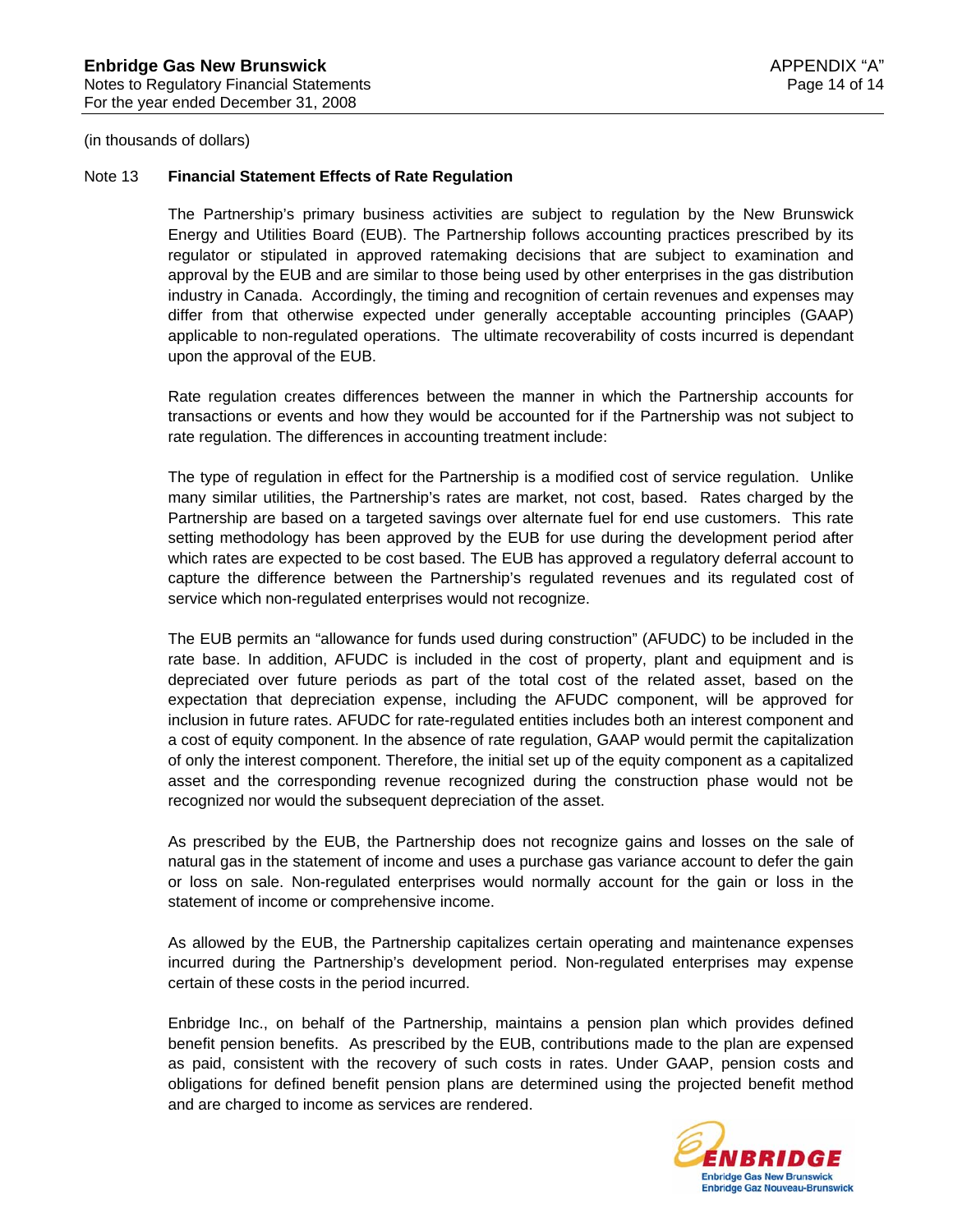(in thousands of dollars)

## Note 13 Financial Statement Effects of Rate Regulation

The Partnership's primary business activities are subject to regulation by the New Brunswick Energy and Utilities Board (EUB). The Partnership follows accounting practices prescribed by its regulator or stipulated in approved ratemaking decisions that are subject to examination and approval by the EUB and are similar to those being used by other enterprises in the gas distribution industry in Canada. Accordingly, the timing and recognition of certain revenues and expenses may differ from that otherwise expected under generally acceptable accounting principles (GAAP) applicable to non-regulated operations. The ultimate recoverability of costs incurred is dependant upon the approval of the EUB.

Rate regulation creates differences between the manner in which the Partnership accounts for transactions or events and how they would be accounted for if the Partnership was not subject to rate regulation. The differences in accounting treatment include:

The type of regulation in effect for the Partnership is a modified cost of service regulation. Unlike many similar utilities, the Partnership's rates are market, not cost, based. Rates charged by the Partnership are based on a targeted savings over alternate fuel for end use customers. This rate setting methodology has been approved by the EUB for use during the development period after which rates are expected to be cost based. The EUB has approved a regulatory deferral account to capture the difference between the Partnership's regulated revenues and its regulated cost of service which non-regulated enterprises would not recognize.

The EUB permits an "allowance for funds used during construction" (AFUDC) to be included in the rate base. In addition, AFUDC is included in the cost of property, plant and equipment and is depreciated over future periods as part of the total cost of the related asset, based on the expectation that depreciation expense, including the AFUDC component, will be approved for inclusion in future rates. AFUDC for rate-regulated entities includes both an interest component and a cost of equity component. In the absence of rate regulation, GAAP would permit the capitalization of only the interest component. Therefore, the initial set up of the equity component as a capitalized asset and the corresponding revenue recognized during the construction phase would not be recognized nor would the subsequent depreciation of the asset.

As prescribed by the EUB, the Partnership does not recognize gains and losses on the sale of natural gas in the statement of income and uses a purchase gas variance account to defer the gain or loss on sale. Non-regulated enterprises would normally account for the gain or loss in the statement of income or comprehensive income.

As allowed by the EUB, the Partnership capitalizes certain operating and maintenance expenses incurred during the Partnership's development period. Non-regulated enterprises may expense certain of these costs in the period incurred.

Enbridge Inc., on behalf of the Partnership, maintains a pension plan which provides defined benefit pension benefits. As prescribed by the EUB, contributions made to the plan are expensed as paid, consistent with the recovery of such costs in rates. Under GAAP, pension costs and obligations for defined benefit pension plans are determined using the projected benefit method and are charged to income as services are rendered.